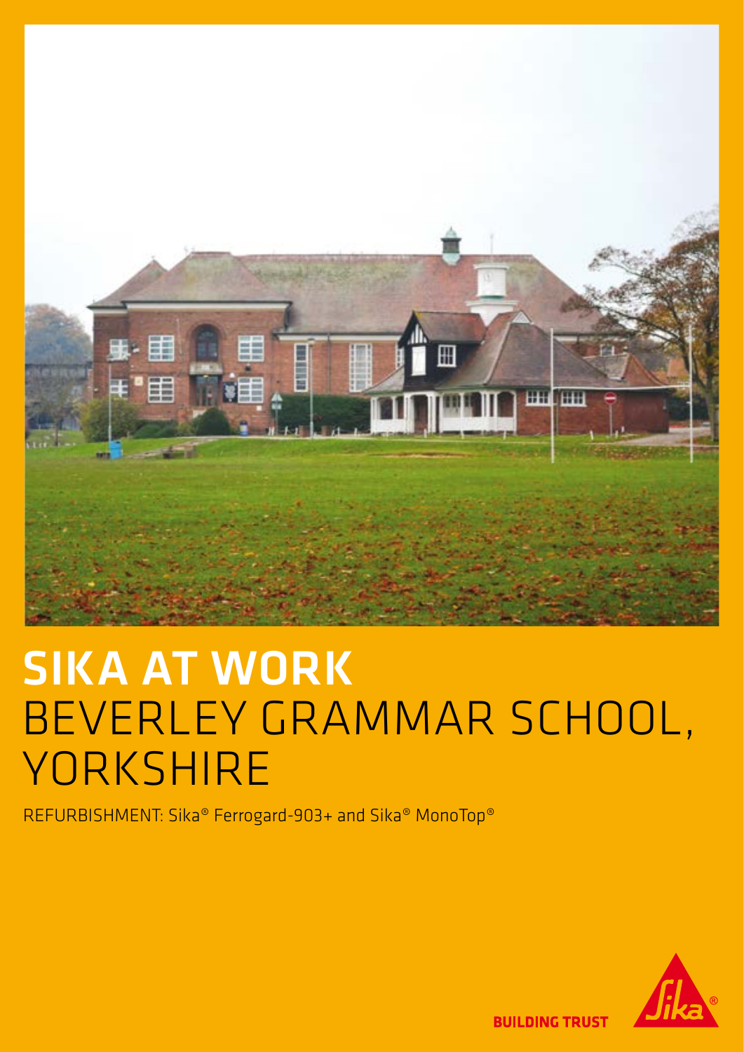# SIKA AT WORK
# BEVERLEY GRAMMAR SCHOOL, YORKSHIRE

REFURBISHMENT: Sika® Ferrogard-903+ and Sika® MonoTop®

BUILDING TRUST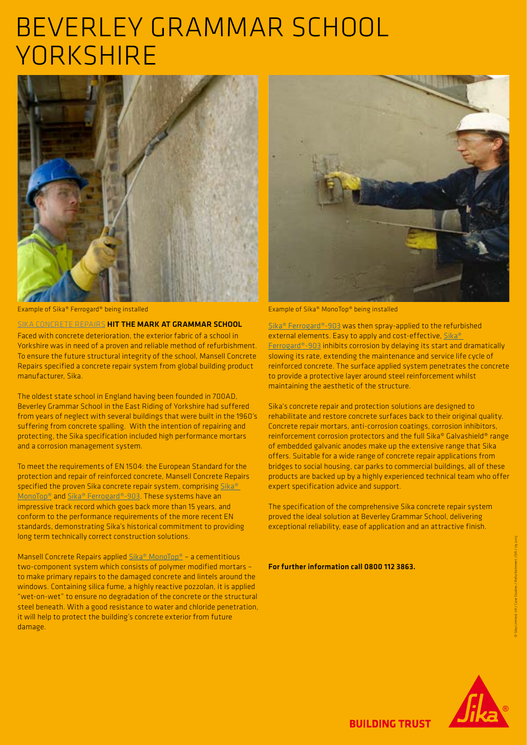# BEVERLEY GRAMMAR SCHOOL YORKSHIRE

Example of Sika® Ferrogard® being installed

Example of Sika® MonoTop® being installed

## SIKA CONCRETE REPAIRS HIT THE MARK AT GRAMMAR SCHOOL

Faced with concrete deterioration, the exterior fabric of a school in Yorkshire was in need of a proven and reliable method of refurbishment. To ensure the future structural integrity of the school, Mansell Concrete Repairs specified a concrete repair system from global building product manufacturer, Sika.

The oldest state school in England having been founded in 700AD, Beverley Grammar School in the East Riding of Yorkshire had suffered from years of neglect with several buildings that were built in the 1960's suffering from concrete spalling. With the intention of repairing and protecting, the Sika specification included high performance mortars and a corrosion management system.

To meet the requirements of EN 1504: the European Standard for the protection and repair of reinforced concrete, Mansell Concrete Repairs specified the proven Sika concrete repair system, comprising Sika® MonoTop® and Sika® Ferrogard®-903. These systems have an impressive track record which goes back more than 15 years, and conform to the performance requirements of the more recent EN standards, demonstrating Sika's historical commitment to providing long term technically correct construction solutions.

Mansell Concrete Repairs applied Sika® MonoTop® – a cementitious two-component system which consists of polymer modified mortars – to make primary repairs to the damaged concrete and lintels around the windows. Containing silica fume, a highly reactive pozzolan, it is applied "wet-on-wet" to ensure no degradation of the concrete or the structural steel beneath. With a good resistance to water and chloride penetration, it will help to protect the building's concrete exterior from future damage.

Sika® Ferrogard®-903 was then spray-applied to the refurbished external elements. Easy to apply and cost-effective, Sika® Ferrogard®-903 inhibits corrosion by delaying its start and dramatically slowing its rate, extending the maintenance and service life cycle of reinforced concrete. The surface applied system penetrates the concrete to provide a protective layer around steel reinforcement whilst maintaining the aesthetic of the structure.

Sika's concrete repair and protection solutions are designed to rehabilitate and restore concrete surfaces back to their original quality. Concrete repair mortars, anti-corrosion coatings, corrosion inhibitors, reinforcement corrosion protectors and the full Sika® Galvashield® range of embedded galvanic anodes make up the extensive range that Sika offers. Suitable for a wide range of concrete repair applications from bridges to social housing, car parks to commercial buildings, all of these products are backed up by a highly experienced technical team who offer expert specification advice and support.

The specification of the comprehensive Sika concrete repair system proved the ideal solution at Beverley Grammar School, delivering exceptional reliability, ease of application and an attractive finish.

**For further information call 0800 112 3863.**

© Sika Limited. UK / Case Studies / Refurbishment / DR / 09.2015

**BUILDING TRUST**